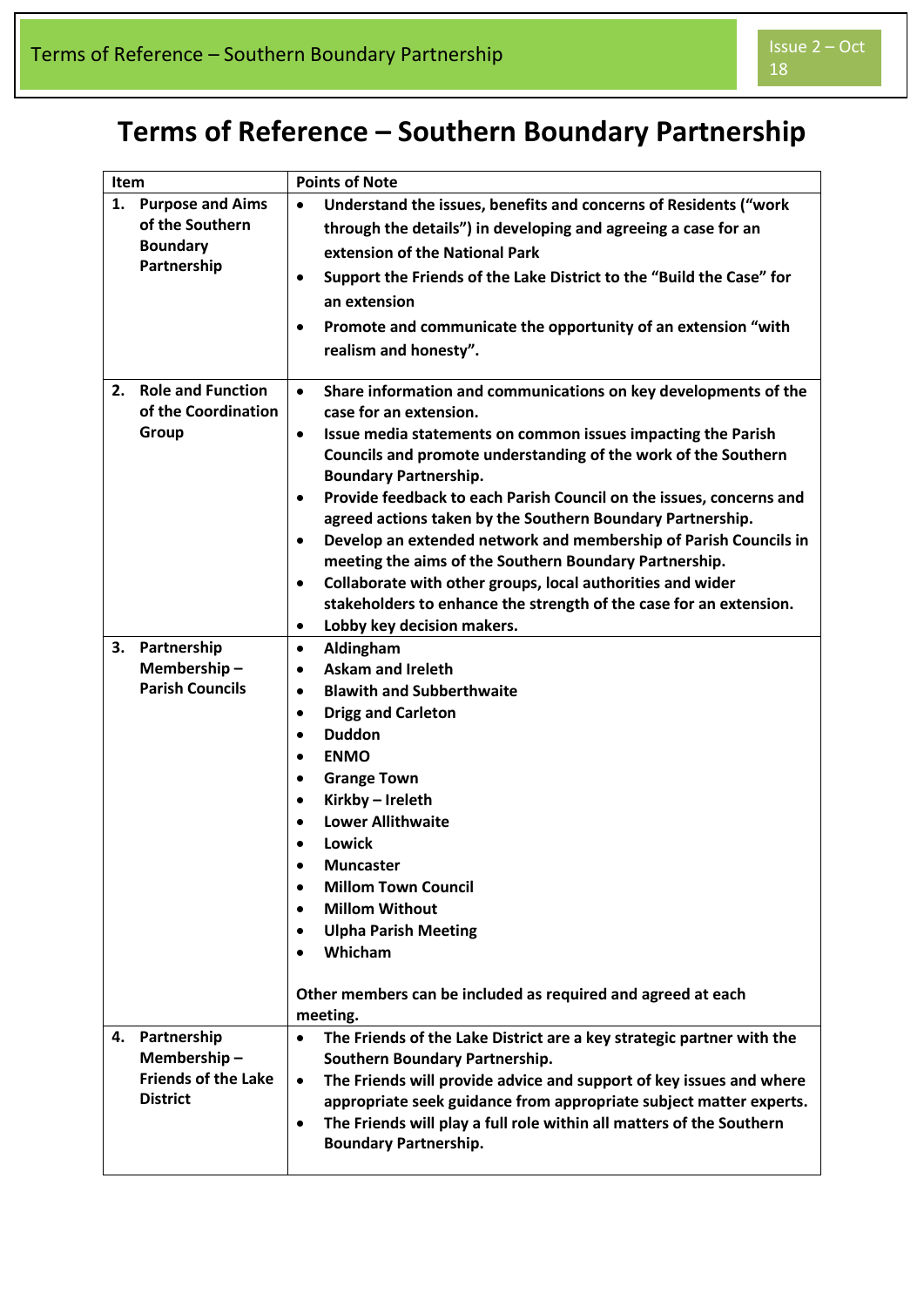# Terms of Reference – Southern Boundary Partnership

| Item | Points of Note |
|---|---|
| **1. Purpose and Aims of the Southern Boundary Partnership** | • **Understand the issues, benefits and concerns of Residents ("work through the details") in developing and agreeing a case for an extension of the National Park**<br>• **Support the Friends of the Lake District to the "Build the Case" for an extension**<br>• **Promote and communicate the opportunity of an extension "with realism and honesty".** |
| **2. Role and Function of the Coordination Group** | • **Share information and communications on key developments of the case for an extension.**<br>• **Issue media statements on common issues impacting the Parish Councils and promote understanding of the work of the Southern Boundary Partnership.**<br>• **Provide feedback to each Parish Council on the issues, concerns and agreed actions taken by the Southern Boundary Partnership.**<br>• **Develop an extended network and membership of Parish Councils in meeting the aims of the Southern Boundary Partnership.**<br>• **Collaborate with other groups, local authorities and wider stakeholders to enhance the strength of the case for an extension.**<br>• **Lobby key decision makers.** |
| **3. Partnership Membership – Parish Councils** | • **Aldingham**<br>• **Askam and Ireleth**<br>• **Blawith and Subberthwaite**<br>• **Drigg and Carleton**<br>• **Duddon**<br>• **ENMO**<br>• **Grange Town**<br>• **Kirkby – Ireleth**<br>• **Lower Allithwaite**<br>• **Lowick**<br>• **Muncaster**<br>• **Millom Town Council**<br>• **Millom Without**<br>• **Ulpha Parish Meeting**<br>• **Whicham**<br><br>**Other members can be included as required and agreed at each meeting.** |
| **4. Partnership Membership – Friends of the Lake District** | • **The Friends of the Lake District are a key strategic partner with the Southern Boundary Partnership.**<br>• **The Friends will provide advice and support of key issues and where appropriate seek guidance from appropriate subject matter experts.**<br>• **The Friends will play a full role within all matters of the Southern Boundary Partnership.** |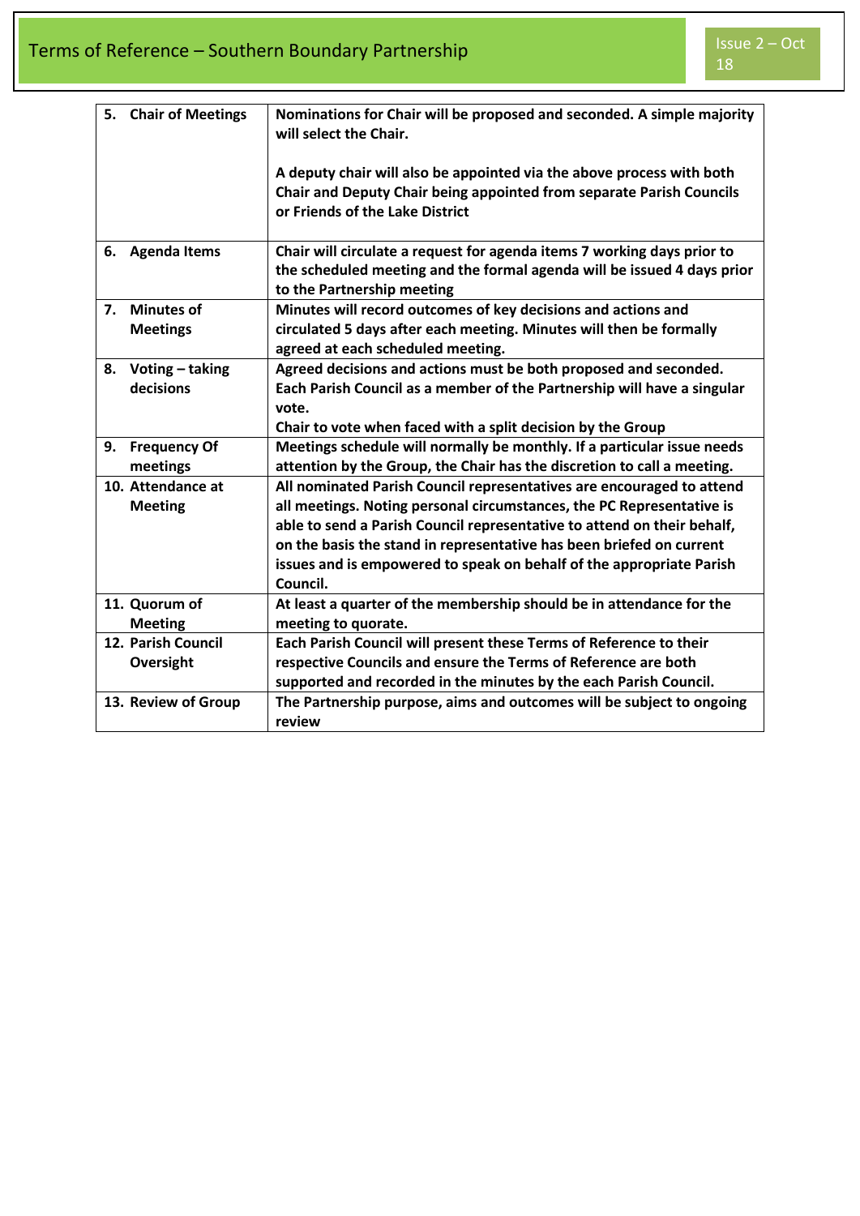| | |
|---|---|
| **5. Chair of Meetings** | **Nominations for Chair will be proposed and seconded. A simple majority will select the Chair.**<br><br>**A deputy chair will also be appointed via the above process with both Chair and Deputy Chair being appointed from separate Parish Councils or Friends of the Lake District** |
| **6. Agenda Items** | **Chair will circulate a request for agenda items 7 working days prior to the scheduled meeting and the formal agenda will be issued 4 days prior to the Partnership meeting** |
| **7. Minutes of Meetings** | **Minutes will record outcomes of key decisions and actions and circulated 5 days after each meeting. Minutes will then be formally agreed at each scheduled meeting.** |
| **8. Voting – taking decisions** | **Agreed decisions and actions must be both proposed and seconded. Each Parish Council as a member of the Partnership will have a singular vote.**<br>**Chair to vote when faced with a split decision by the Group** |
| **9. Frequency Of meetings** | **Meetings schedule will normally be monthly. If a particular issue needs attention by the Group, the Chair has the discretion to call a meeting.** |
| **10. Attendance at Meeting** | **All nominated Parish Council representatives are encouraged to attend all meetings. Noting personal circumstances, the PC Representative is able to send a Parish Council representative to attend on their behalf, on the basis the stand in representative has been briefed on current issues and is empowered to speak on behalf of the appropriate Parish Council.** |
| **11. Quorum of Meeting** | **At least a quarter of the membership should be in attendance for the meeting to quorate.** |
| **12. Parish Council Oversight** | **Each Parish Council will present these Terms of Reference to their respective Councils and ensure the Terms of Reference are both supported and recorded in the minutes by the each Parish Council.** |
| **13. Review of Group** | **The Partnership purpose, aims and outcomes will be subject to ongoing review** |